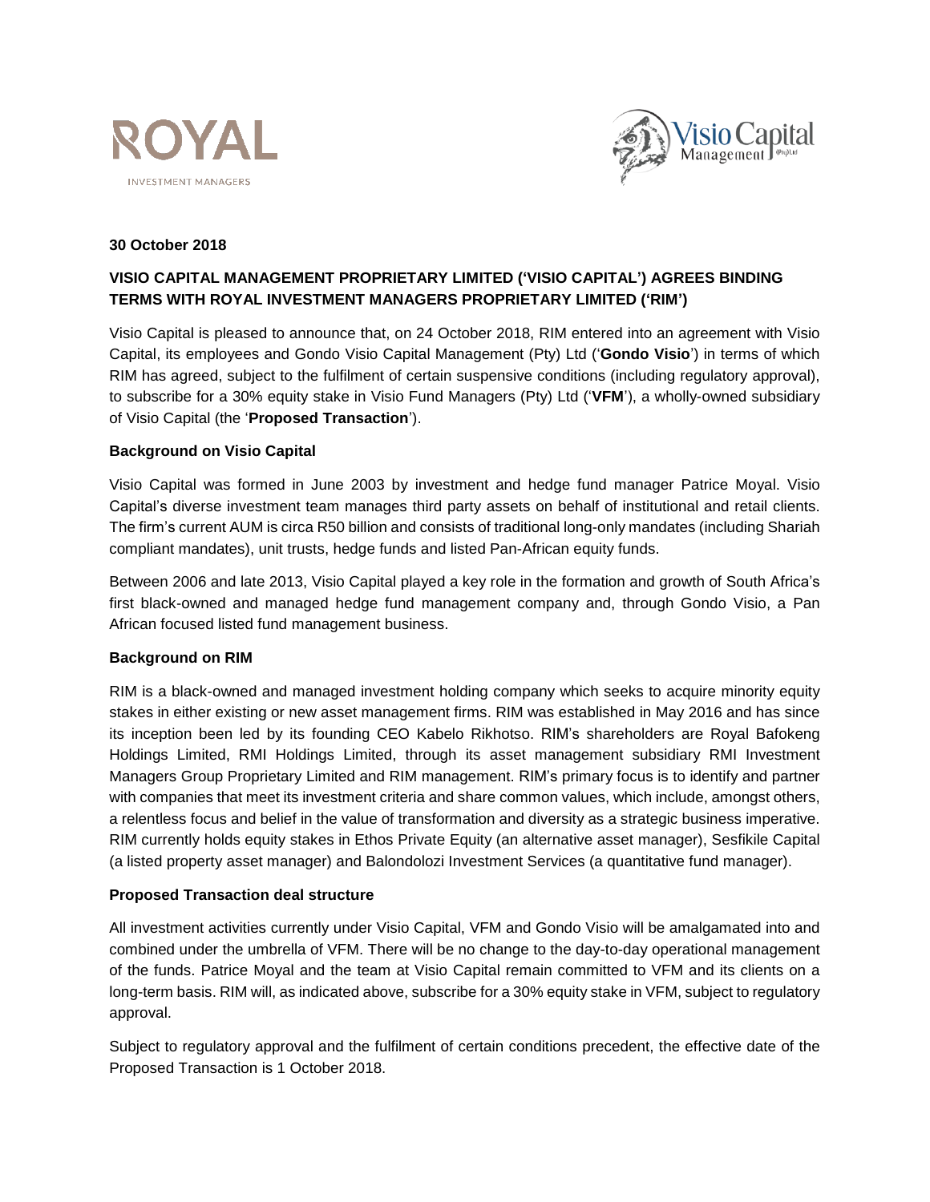**30 October 2018**

## VISIO CAPITAL MANAGEMENT PROPRIETARY LIMITED ('VISIO CAPITAL') AGREES BINDING TERMS WITH ROYAL INVESTMENT MANAGERS PROPRIETARY LIMITED ('RIM')

Visio Capital is pleased to announce that, on 24 October 2018, RIM entered into an agreement with Visio Capital, its employees and Gondo Visio Capital Management (Pty) Ltd ('**Gondo Visio**') in terms of which RIM has agreed, subject to the fulfilment of certain suspensive conditions (including regulatory approval), to subscribe for a 30% equity stake in Visio Fund Managers (Pty) Ltd ('**VFM**'), a wholly-owned subsidiary of Visio Capital (the '**Proposed Transaction**').

### Background on Visio Capital

Visio Capital was formed in June 2003 by investment and hedge fund manager Patrice Moyal. Visio Capital's diverse investment team manages third party assets on behalf of institutional and retail clients. The firm's current AUM is circa R50 billion and consists of traditional long-only mandates (including Shariah compliant mandates), unit trusts, hedge funds and listed Pan-African equity funds.

Between 2006 and late 2013, Visio Capital played a key role in the formation and growth of South Africa's first black-owned and managed hedge fund management company and, through Gondo Visio, a Pan African focused listed fund management business.

### Background on RIM

RIM is a black-owned and managed investment holding company which seeks to acquire minority equity stakes in either existing or new asset management firms. RIM was established in May 2016 and has since its inception been led by its founding CEO Kabelo Rikhotso. RIM's shareholders are Royal Bafokeng Holdings Limited, RMI Holdings Limited, through its asset management subsidiary RMI Investment Managers Group Proprietary Limited and RIM management. RIM's primary focus is to identify and partner with companies that meet its investment criteria and share common values, which include, amongst others, a relentless focus and belief in the value of transformation and diversity as a strategic business imperative. RIM currently holds equity stakes in Ethos Private Equity (an alternative asset manager), Sesfikile Capital (a listed property asset manager) and Balondolozi Investment Services (a quantitative fund manager).

### Proposed Transaction deal structure

All investment activities currently under Visio Capital, VFM and Gondo Visio will be amalgamated into and combined under the umbrella of VFM. There will be no change to the day-to-day operational management of the funds. Patrice Moyal and the team at Visio Capital remain committed to VFM and its clients on a long-term basis. RIM will, as indicated above, subscribe for a 30% equity stake in VFM, subject to regulatory approval.

Subject to regulatory approval and the fulfilment of certain conditions precedent, the effective date of the Proposed Transaction is 1 October 2018.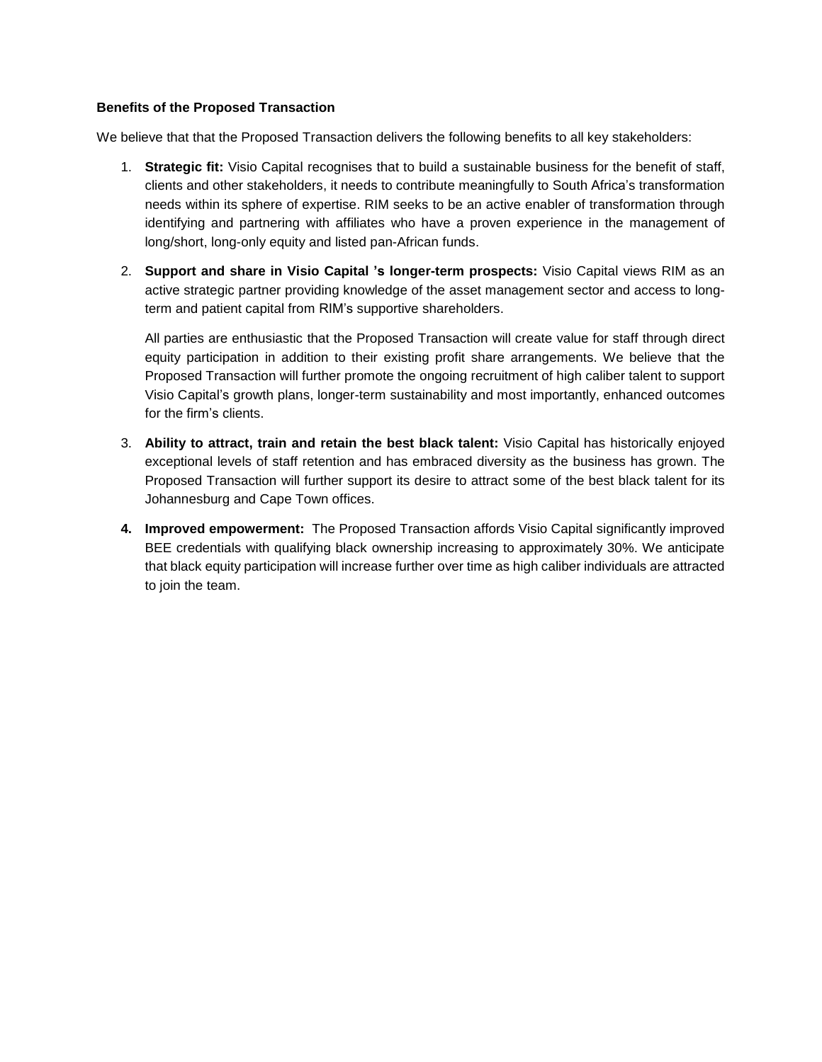**Benefits of the Proposed Transaction**

We believe that that the Proposed Transaction delivers the following benefits to all key stakeholders:

1. **Strategic fit:** Visio Capital recognises that to build a sustainable business for the benefit of staff, clients and other stakeholders, it needs to contribute meaningfully to South Africa's transformation needs within its sphere of expertise. RIM seeks to be an active enabler of transformation through identifying and partnering with affiliates who have a proven experience in the management of long/short, long-only equity and listed pan-African funds.

2. **Support and share in Visio Capital 's longer-term prospects:** Visio Capital views RIM as an active strategic partner providing knowledge of the asset management sector and access to long-term and patient capital from RIM's supportive shareholders.

   All parties are enthusiastic that the Proposed Transaction will create value for staff through direct equity participation in addition to their existing profit share arrangements. We believe that the Proposed Transaction will further promote the ongoing recruitment of high caliber talent to support Visio Capital's growth plans, longer-term sustainability and most importantly, enhanced outcomes for the firm's clients.

3. **Ability to attract, train and retain the best black talent:** Visio Capital has historically enjoyed exceptional levels of staff retention and has embraced diversity as the business has grown. The Proposed Transaction will further support its desire to attract some of the best black talent for its Johannesburg and Cape Town offices.

4. **Improved empowerment:** The Proposed Transaction affords Visio Capital significantly improved BEE credentials with qualifying black ownership increasing to approximately 30%. We anticipate that black equity participation will increase further over time as high caliber individuals are attracted to join the team.